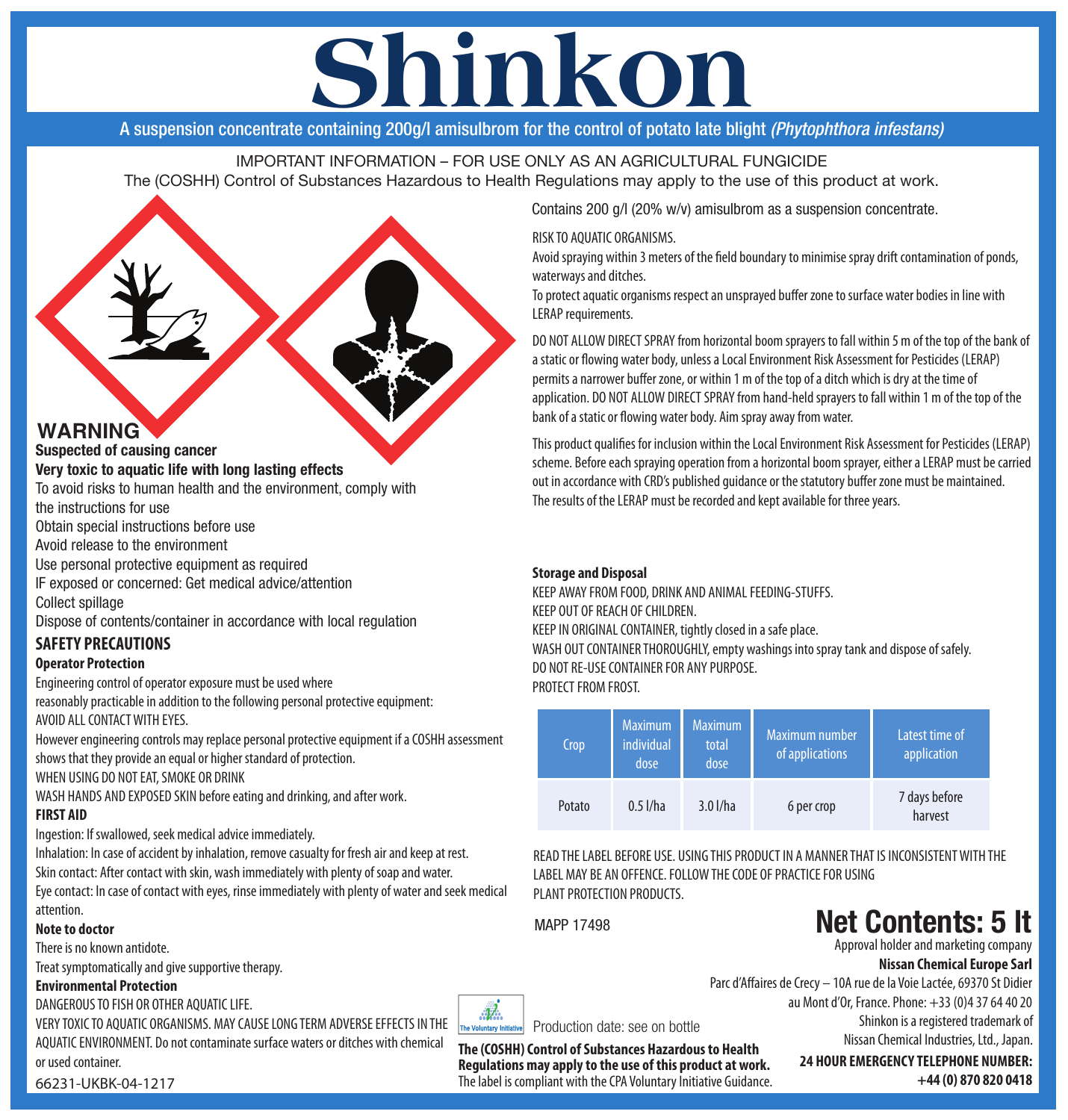# Shinkon

A suspension concentrate containing 200g/l amisulbrom for the control of potato late blight *(Phytophthora infestans)*

IMPORTANT INFORMATION – FOR USE ONLY AS AN AGRICULTURAL FUNGICIDE

The (COSHH) Control of Substances Hazardous to Health Regulations may apply to the use of this product at work.

## WARNING

**Suspected of causing cancer**

**Very toxic to aquatic life with long lasting effects**

To avoid risks to human health and the environment, comply with the instructions for use

Obtain special instructions before use

Avoid release to the environment

Use personal protective equipment as required

IF exposed or concerned: Get medical advice/attention

Collect spillage

Dispose of contents/container in accordance with local regulation

## SAFETY PRECAUTIONS

**Operator Protection**

Engineering control of operator exposure must be used where reasonably practicable in addition to the following personal protective equipment:

AVOID ALL CONTACT WITH EYES.

However engineering controls may replace personal protective equipment if a COSHH assessment shows that they provide an equal or higher standard of protection.

WHEN USING DO NOT EAT, SMOKE OR DRINK

WASH HANDS AND EXPOSED SKIN before eating and drinking, and after work.

**FIRST AID**

Ingestion: If swallowed, seek medical advice immediately.

Inhalation: In case of accident by inhalation, remove casualty for fresh air and keep at rest.

Skin contact: After contact with skin, wash immediately with plenty of soap and water.

Eye contact: In case of contact with eyes, rinse immediately with plenty of water and seek medical attention.

**Note to doctor**

There is no known antidote.

Treat symptomatically and give supportive therapy.

**Environmental Protection**

DANGEROUS TO FISH OR OTHER AQUATIC LIFE.

VERY TOXIC TO AQUATIC ORGANISMS. MAY CAUSE LONG TERM ADVERSE EFFECTS IN THE AQUATIC ENVIRONMENT. Do not contaminate surface waters or ditches with chemical or used container.

66231-UKBK-04-1217

Contains 200 g/l (20% w/v) amisulbrom as a suspension concentrate.

RISK TO AQUATIC ORGANISMS.

Avoid spraying within 3 meters of the field boundary to minimise spray drift contamination of ponds, waterways and ditches.

To protect aquatic organisms respect an unsprayed buffer zone to surface water bodies in line with LERAP requirements.

DO NOT ALLOW DIRECT SPRAY from horizontal boom sprayers to fall within 5 m of the top of the bank of a static or flowing water body, unless a Local Environment Risk Assessment for Pesticides (LERAP) permits a narrower buffer zone, or within 1 m of the top of a ditch which is dry at the time of application. DO NOT ALLOW DIRECT SPRAY from hand-held sprayers to fall within 1 m of the top of the bank of a static or flowing water body. Aim spray away from water.

This product qualifies for inclusion within the Local Environment Risk Assessment for Pesticides (LERAP) scheme. Before each spraying operation from a horizontal boom sprayer, either a LERAP must be carried out in accordance with CRD's published guidance or the statutory buffer zone must be maintained. The results of the LERAP must be recorded and kept available for three years.

**Storage and Disposal**

KEEP AWAY FROM FOOD, DRINK AND ANIMAL FEEDING-STUFFS.

KEEP OUT OF REACH OF CHILDREN.

KEEP IN ORIGINAL CONTAINER, tightly closed in a safe place.

WASH OUT CONTAINER THOROUGHLY, empty washings into spray tank and dispose of safely.

DO NOT RE-USE CONTAINER FOR ANY PURPOSE.

PROTECT FROM FROST.

| Crop | Maximum individual dose | Maximum total dose | Maximum number of applications | Latest time of application |
|---|---|---|---|---|
| Potato | 0.5 l/ha | 3.0 l/ha | 6 per crop | 7 days before harvest |

READ THE LABEL BEFORE USE. USING THIS PRODUCT IN A MANNER THAT IS INCONSISTENT WITH THE LABEL MAY BE AN OFFENCE. FOLLOW THE CODE OF PRACTICE FOR USING PLANT PROTECTION PRODUCTS.

MAPP 17498

## Net Contents: 5 lt

Approval holder and marketing company

**Nissan Chemical Europe Sarl**

Parc d'Affaires de Crecy – 10A rue de la Voie Lactée, 69370 St Didier au Mont d'Or, France. Phone: +33 (0)4 37 64 40 20

Shinkon is a registered trademark of Nissan Chemical Industries, Ltd., Japan.

**24 HOUR EMERGENCY TELEPHONE NUMBER: +44 (0) 870 820 0418**

The Voluntary Initiative

Production date: see on bottle

**The (COSHH) Control of Substances Hazardous to Health Regulations may apply to the use of this product at work.**

The label is compliant with the CPA Voluntary Initiative Guidance.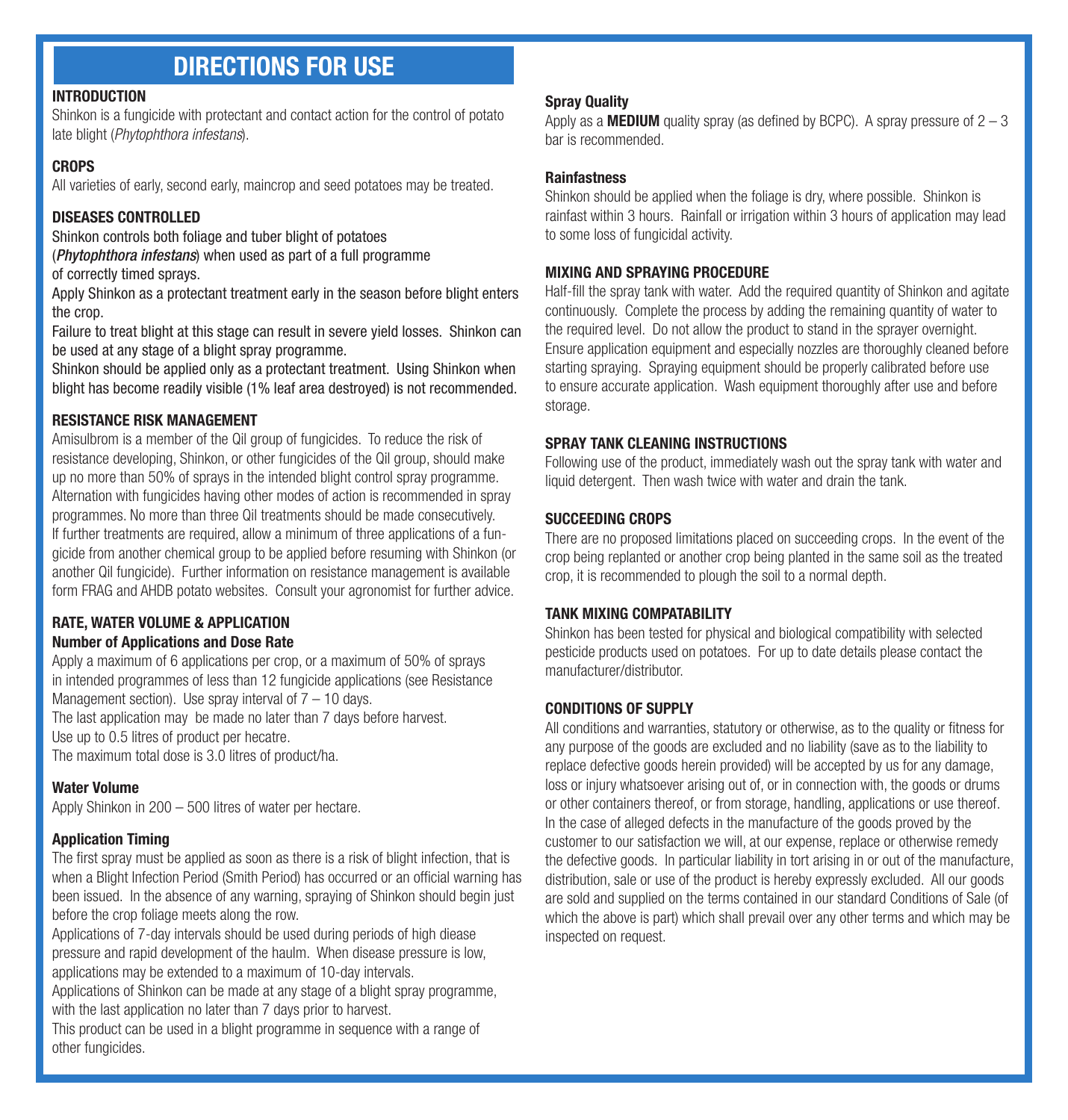# DIRECTIONS FOR USE

## INTRODUCTION

Shinkon is a fungicide with protectant and contact action for the control of potato late blight (*Phytophthora infestans*).

## CROPS

All varieties of early, second early, maincrop and seed potatoes may be treated.

## DISEASES CONTROLLED

Shinkon controls both foliage and tuber blight of potatoes (*Phytophthora infestans*) when used as part of a full programme of correctly timed sprays.

Apply Shinkon as a protectant treatment early in the season before blight enters the crop.

Failure to treat blight at this stage can result in severe yield losses. Shinkon can be used at any stage of a blight spray programme.

Shinkon should be applied only as a protectant treatment. Using Shinkon when blight has become readily visible (1% leaf area destroyed) is not recommended.

## RESISTANCE RISK MANAGEMENT

Amisulbrom is a member of the QiI group of fungicides. To reduce the risk of resistance developing, Shinkon, or other fungicides of the QiI group, should make up no more than 50% of sprays in the intended blight control spray programme. Alternation with fungicides having other modes of action is recommended in spray programmes. No more than three QiI treatments should be made consecutively. If further treatments are required, allow a minimum of three applications of a fungicide from another chemical group to be applied before resuming with Shinkon (or another QiI fungicide). Further information on resistance management is available form FRAG and AHDB potato websites. Consult your agronomist for further advice.

## RATE, WATER VOLUME & APPLICATION

### Number of Applications and Dose Rate

Apply a maximum of 6 applications per crop, or a maximum of 50% of sprays in intended programmes of less than 12 fungicide applications (see Resistance Management section). Use spray interval of 7 – 10 days.

The last application may be made no later than 7 days before harvest.

Use up to 0.5 litres of product per hecatre.

The maximum total dose is 3.0 litres of product/ha.

### Water Volume

Apply Shinkon in 200 – 500 litres of water per hectare.

### Application Timing

The first spray must be applied as soon as there is a risk of blight infection, that is when a Blight Infection Period (Smith Period) has occurred or an official warning has been issued. In the absence of any warning, spraying of Shinkon should begin just before the crop foliage meets along the row.

Applications of 7-day intervals should be used during periods of high diease pressure and rapid development of the haulm. When disease pressure is low, applications may be extended to a maximum of 10-day intervals.

Applications of Shinkon can be made at any stage of a blight spray programme, with the last application no later than 7 days prior to harvest.

This product can be used in a blight programme in sequence with a range of other fungicides.

### Spray Quality

Apply as a **MEDIUM** quality spray (as defined by BCPC). A spray pressure of 2 – 3 bar is recommended.

### Rainfastness

Shinkon should be applied when the foliage is dry, where possible. Shinkon is rainfast within 3 hours. Rainfall or irrigation within 3 hours of application may lead to some loss of fungicidal activity.

## MIXING AND SPRAYING PROCEDURE

Half-fill the spray tank with water. Add the required quantity of Shinkon and agitate continuously. Complete the process by adding the remaining quantity of water to the required level. Do not allow the product to stand in the sprayer overnight. Ensure application equipment and especially nozzles are thoroughly cleaned before starting spraying. Spraying equipment should be properly calibrated before use to ensure accurate application. Wash equipment thoroughly after use and before storage.

## SPRAY TANK CLEANING INSTRUCTIONS

Following use of the product, immediately wash out the spray tank with water and liquid detergent. Then wash twice with water and drain the tank.

## SUCCEEDING CROPS

There are no proposed limitations placed on succeeding crops. In the event of the crop being replanted or another crop being planted in the same soil as the treated crop, it is recommended to plough the soil to a normal depth.

## TANK MIXING COMPATABILITY

Shinkon has been tested for physical and biological compatibility with selected pesticide products used on potatoes. For up to date details please contact the manufacturer/distributor.

## CONDITIONS OF SUPPLY

All conditions and warranties, statutory or otherwise, as to the quality or fitness for any purpose of the goods are excluded and no liability (save as to the liability to replace defective goods herein provided) will be accepted by us for any damage, loss or injury whatsoever arising out of, or in connection with, the goods or drums or other containers thereof, or from storage, handling, applications or use thereof. In the case of alleged defects in the manufacture of the goods proved by the customer to our satisfaction we will, at our expense, replace or otherwise remedy the defective goods. In particular liability in tort arising in or out of the manufacture, distribution, sale or use of the product is hereby expressly excluded. All our goods are sold and supplied on the terms contained in our standard Conditions of Sale (of which the above is part) which shall prevail over any other terms and which may be inspected on request.